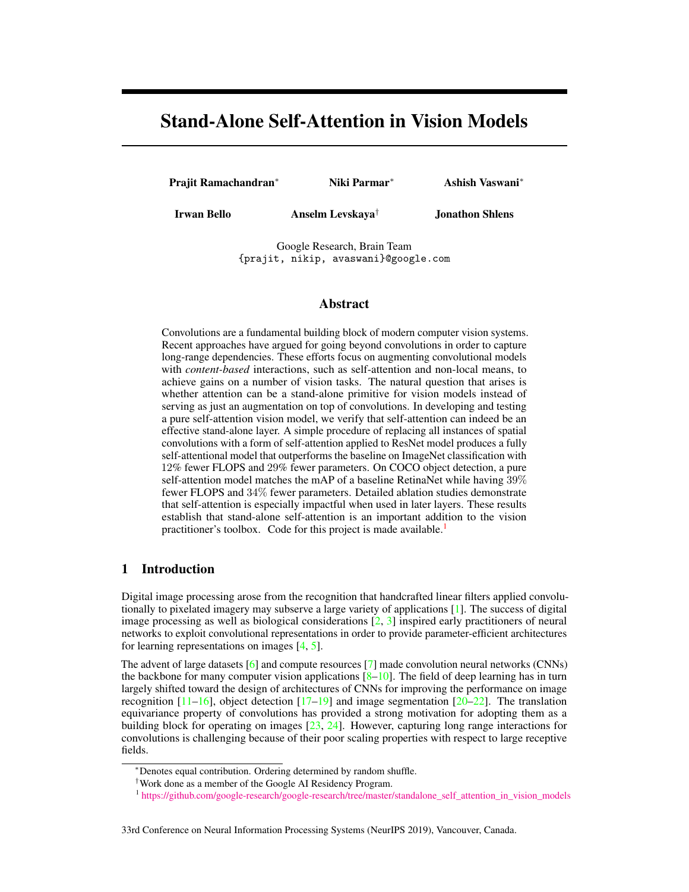# Stand-Alone Self-Attention in Vision Models

**Prajit Ramachandran*** **Niki Parmar*** **Ashish Vaswani***

**Irwan Bello** **Anselm Levskaya†** **Jonathon Shlens**

Google Research, Brain Team
{prajit, nikip, avaswani}@google.com

## Abstract

Convolutions are a fundamental building block of modern computer vision systems. Recent approaches have argued for going beyond convolutions in order to capture long-range dependencies. These efforts focus on augmenting convolutional models with *content-based* interactions, such as self-attention and non-local means, to achieve gains on a number of vision tasks. The natural question that arises is whether attention can be a stand-alone primitive for vision models instead of serving as just an augmentation on top of convolutions. In developing and testing a pure self-attention vision model, we verify that self-attention can indeed be an effective stand-alone layer. A simple procedure of replacing all instances of spatial convolutions with a form of self-attention applied to ResNet model produces a fully self-attentional model that outperforms the baseline on ImageNet classification with 12% fewer FLOPS and 29% fewer parameters. On COCO object detection, a pure self-attention model matches the mAP of a baseline RetinaNet while having 39% fewer FLOPS and 34% fewer parameters. Detailed ablation studies demonstrate that self-attention is especially impactful when used in later layers. These results establish that stand-alone self-attention is an important addition to the vision practitioner's toolbox. Code for this project is made available.[1]

## 1 Introduction

Digital image processing arose from the recognition that handcrafted linear filters applied convolutionally to pixelated imagery may subserve a large variety of applications [1]. The success of digital image processing as well as biological considerations [2, 3] inspired early practitioners of neural networks to exploit convolutional representations in order to provide parameter-efficient architectures for learning representations on images [4, 5].

The advent of large datasets [6] and compute resources [7] made convolution neural networks (CNNs) the backbone for many computer vision applications [8–10]. The field of deep learning has in turn largely shifted toward the design of architectures of CNNs for improving the performance on image recognition [11–16], object detection [17–19] and image segmentation [20–22]. The translation equivariance property of convolutions has provided a strong motivation for adopting them as a building block for operating on images [23, 24]. However, capturing long range interactions for convolutions is challenging because of their poor scaling properties with respect to large receptive fields.

*Denotes equal contribution. Ordering determined by random shuffle.

†Work done as a member of the Google AI Residency Program.

[1] https://github.com/google-research/google-research/tree/master/standalone_self_attention_in_vision_models

33rd Conference on Neural Information Processing Systems (NeurIPS 2019), Vancouver, Canada.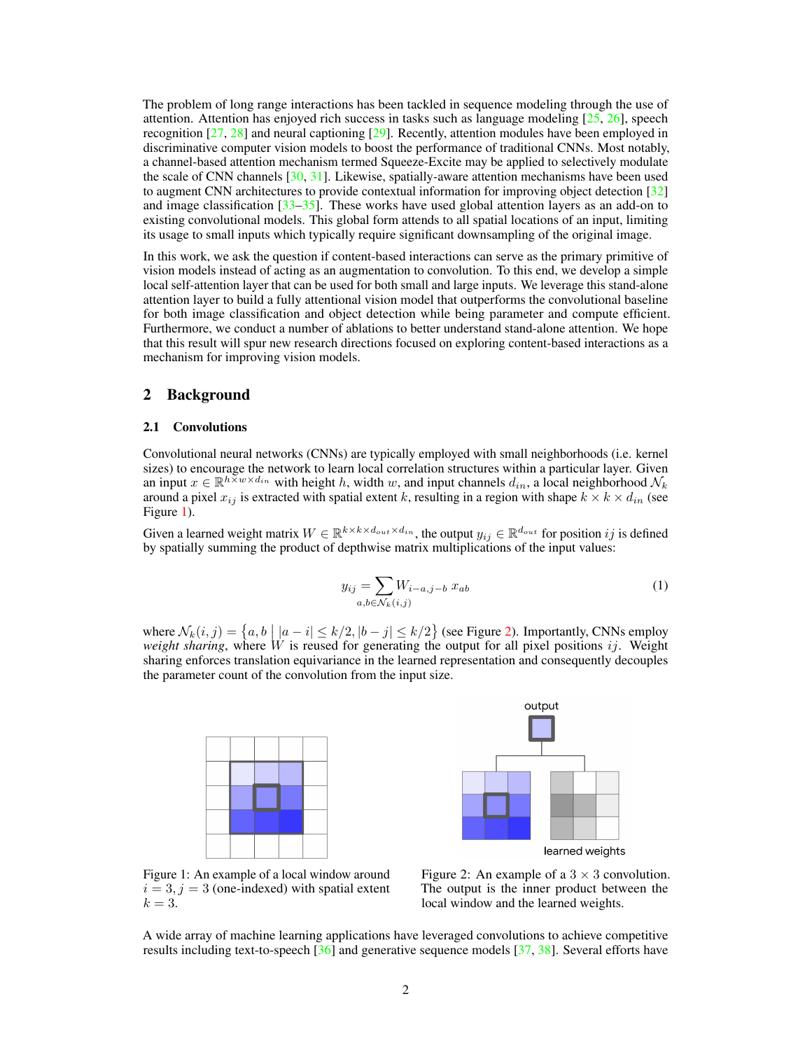The problem of long range interactions has been tackled in sequence modeling through the use of attention. Attention has enjoyed rich success in tasks such as language modeling [25, 26], speech recognition [27, 28] and neural captioning [29]. Recently, attention modules have been employed in discriminative computer vision models to boost the performance of traditional CNNs. Most notably, a channel-based attention mechanism termed Squeeze-Excite may be applied to selectively modulate the scale of CNN channels [30, 31]. Likewise, spatially-aware attention mechanisms have been used to augment CNN architectures to provide contextual information for improving object detection [32] and image classification [33–35]. These works have used global attention layers as an add-on to existing convolutional models. This global form attends to all spatial locations of an input, limiting its usage to small inputs which typically require significant downsampling of the original image.

In this work, we ask the question if content-based interactions can serve as the primary primitive of vision models instead of acting as an augmentation to convolution. To this end, we develop a simple local self-attention layer that can be used for both small and large inputs. We leverage this stand-alone attention layer to build a fully attentional vision model that outperforms the convolutional baseline for both image classification and object detection while being parameter and compute efficient. Furthermore, we conduct a number of ablations to better understand stand-alone attention. We hope that this result will spur new research directions focused on exploring content-based interactions as a mechanism for improving vision models.

# 2 Background

## 2.1 Convolutions

Convolutional neural networks (CNNs) are typically employed with small neighborhoods (i.e. kernel sizes) to encourage the network to learn local correlation structures within a particular layer. Given an input $x \in \mathbb{R}^{h \times w \times d_{in}}$ with height $h$, width $w$, and input channels $d_{in}$, a local neighborhood $\mathcal{N}_k$ around a pixel $x_{ij}$ is extracted with spatial extent $k$, resulting in a region with shape $k \times k \times d_{in}$ (see Figure 1).

Given a learned weight matrix $W \in \mathbb{R}^{k \times k \times d_{out} \times d_{in}}$, the output $y_{ij} \in \mathbb{R}^{d_{out}}$ for position $ij$ is defined by spatially summing the product of depthwise matrix multiplications of the input values:

$$y_{ij} = \sum_{a,b \in \mathcal{N}_k(i,j)} W_{i-a,j-b} \; x_{ab} \tag{1}$$

where $\mathcal{N}_k(i,j) = \left\{a, b \;\middle|\; |a-i| \leq k/2, |b-j| \leq k/2\right\}$ (see Figure 2). Importantly, CNNs employ *weight sharing*, where $W$ is reused for generating the output for all pixel positions $ij$. Weight sharing enforces translation equivariance in the learned representation and consequently decouples the parameter count of the convolution from the input size.

Figure 1: An example of a local window around $i = 3, j = 3$ (one-indexed) with spatial extent $k = 3$.

Figure 2: An example of a $3 \times 3$ convolution. The output is the inner product between the local window and the learned weights.

A wide array of machine learning applications have leveraged convolutions to achieve competitive results including text-to-speech [36] and generative sequence models [37, 38]. Several efforts have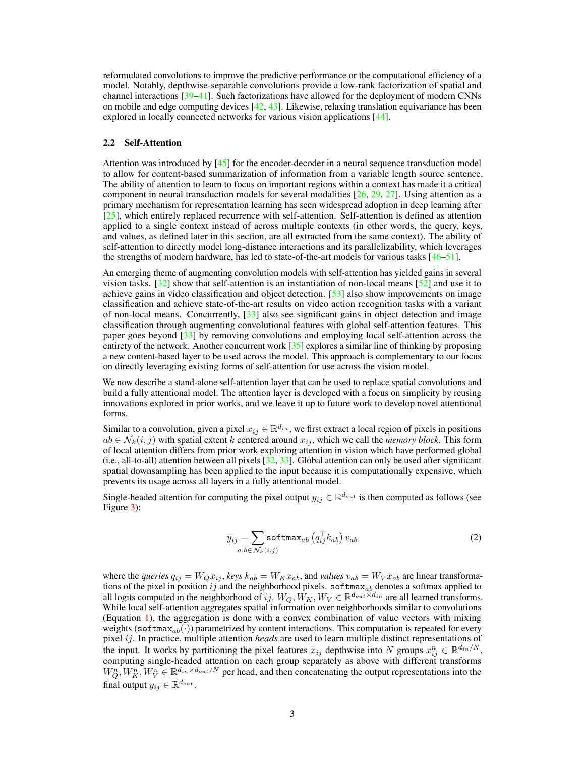reformulated convolutions to improve the predictive performance or the computational efficiency of a model. Notably, depthwise-separable convolutions provide a low-rank factorization of spatial and channel interactions [39–41]. Such factorizations have allowed for the deployment of modern CNNs on mobile and edge computing devices [42, 43]. Likewise, relaxing translation equivariance has been explored in locally connected networks for various vision applications [44].

### 2.2 Self-Attention

Attention was introduced by [45] for the encoder-decoder in a neural sequence transduction model to allow for content-based summarization of information from a variable length source sentence. The ability of attention to learn to focus on important regions within a context has made it a critical component in neural transduction models for several modalities [26, 29, 27]. Using attention as a primary mechanism for representation learning has seen widespread adoption in deep learning after [25], which entirely replaced recurrence with self-attention. Self-attention is defined as attention applied to a single context instead of across multiple contexts (in other words, the query, keys, and values, as defined later in this section, are all extracted from the same context). The ability of self-attention to directly model long-distance interactions and its parallelizability, which leverages the strengths of modern hardware, has led to state-of-the-art models for various tasks [46–51].

An emerging theme of augmenting convolution models with self-attention has yielded gains in several vision tasks. [32] show that self-attention is an instantiation of non-local means [52] and use it to achieve gains in video classification and object detection. [53] also show improvements on image classification and achieve state-of-the-art results on video action recognition tasks with a variant of non-local means. Concurrently, [33] also see significant gains in object detection and image classification through augmenting convolutional features with global self-attention features. This paper goes beyond [33] by removing convolutions and employing local self-attention across the entirety of the network. Another concurrent work [35] explores a similar line of thinking by proposing a new content-based layer to be used across the model. This approach is complementary to our focus on directly leveraging existing forms of self-attention for use across the vision model.

We now describe a stand-alone self-attention layer that can be used to replace spatial convolutions and build a fully attentional model. The attention layer is developed with a focus on simplicity by reusing innovations explored in prior works, and we leave it up to future work to develop novel attentional forms.

Similar to a convolution, given a pixel $x_{ij} \in \mathbb{R}^{d_{in}}$, we first extract a local region of pixels in positions $ab \in \mathcal{N}_k(i,j)$ with spatial extent $k$ centered around $x_{ij}$, which we call the *memory block*. This form of local attention differs from prior work exploring attention in vision which have performed global (i.e., all-to-all) attention between all pixels [32, 33]. Global attention can only be used after significant spatial downsampling has been applied to the input because it is computationally expensive, which prevents its usage across all layers in a fully attentional model.

Single-headed attention for computing the pixel output $y_{ij} \in \mathbb{R}^{d_{out}}$ is then computed as follows (see Figure 3):

$$y_{ij} = \sum_{a,b \in \mathcal{N}_k(i,j)} \texttt{softmax}_{ab}\left(q_{ij}^{\top} k_{ab}\right) v_{ab} \tag{2}$$

where the *queries* $q_{ij} = W_Q x_{ij}$, *keys* $k_{ab} = W_K x_{ab}$, and *values* $v_{ab} = W_V x_{ab}$ are linear transformations of the pixel in position $ij$ and the neighborhood pixels. $\texttt{softmax}_{ab}$ denotes a softmax applied to all logits computed in the neighborhood of $ij$. $W_Q, W_K, W_V \in \mathbb{R}^{d_{out} \times d_{in}}$ are all learned transforms. While local self-attention aggregates spatial information over neighborhoods similar to convolutions (Equation 1), the aggregation is done with a convex combination of value vectors with mixing weights ($\texttt{softmax}_{ab}(\cdot)$) parametrized by content interactions. This computation is repeated for every pixel $ij$. In practice, multiple attention *heads* are used to learn multiple distinct representations of the input. It works by partitioning the pixel features $x_{ij}$ depthwise into $N$ groups $x_{ij}^n \in \mathbb{R}^{d_{in}/N}$, computing single-headed attention on each group separately as above with different transforms $W_Q^n, W_K^n, W_V^n \in \mathbb{R}^{d_{in} \times d_{out}/N}$ per head, and then concatenating the output representations into the final output $y_{ij} \in \mathbb{R}^{d_{out}}$.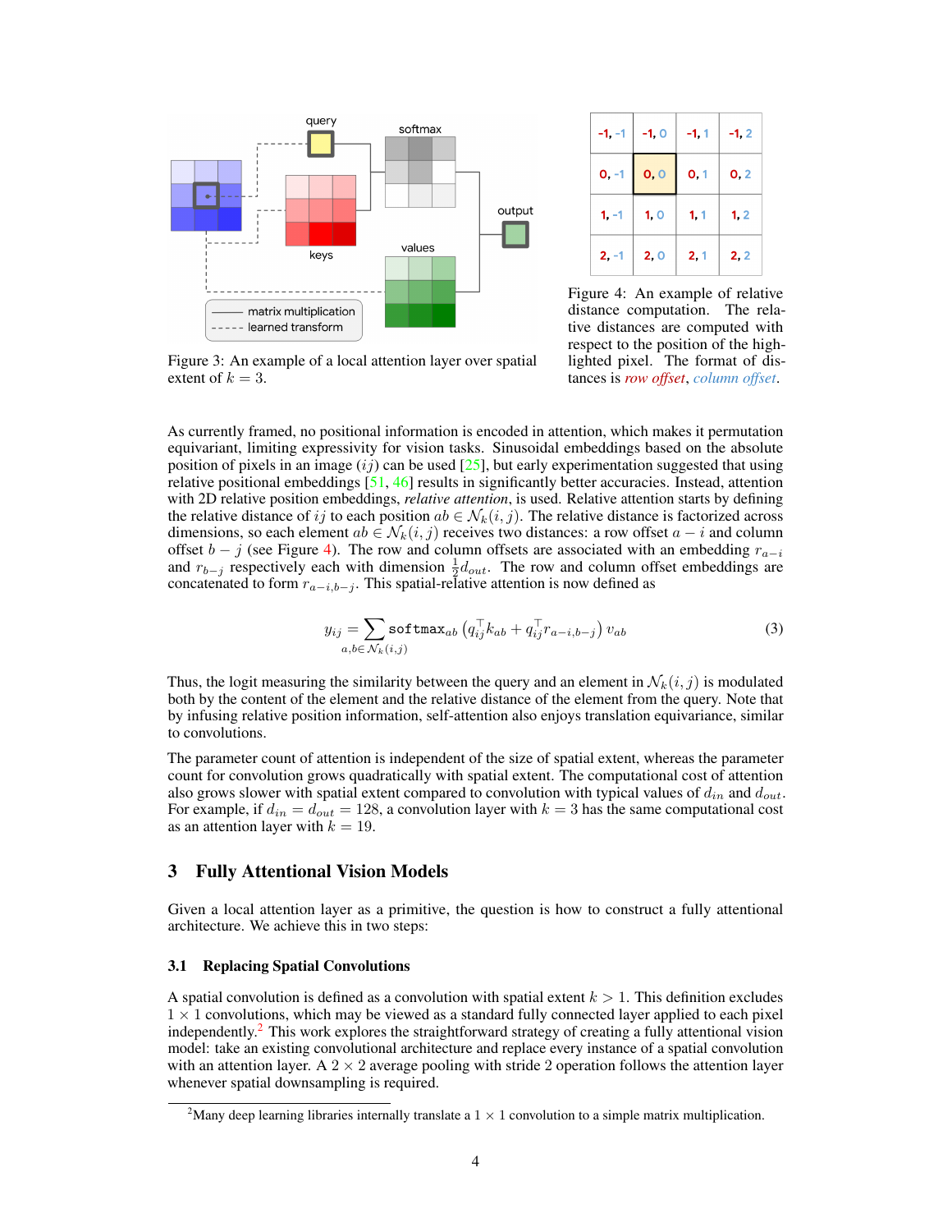Figure 3: An example of a local attention layer over spatial extent of $k = 3$.

| -1, -1 | -1, 0 | -1, 1 | -1, 2 |
|---|---|---|---|
| 0, -1 | 0, 0 | 0, 1 | 0, 2 |
| 1, -1 | 1, 0 | 1, 1 | 1, 2 |
| 2, -1 | 2, 0 | 2, 1 | 2, 2 |

Figure 4: An example of relative distance computation. The relative distances are computed with respect to the position of the highlighted pixel. The format of distances is *row offset*, *column offset*.

As currently framed, no positional information is encoded in attention, which makes it permutation equivariant, limiting expressivity for vision tasks. Sinusoidal embeddings based on the absolute position of pixels in an image ($ij$) can be used [25], but early experimentation suggested that using relative positional embeddings [51, 46] results in significantly better accuracies. Instead, attention with 2D relative position embeddings, *relative attention*, is used. Relative attention starts by defining the relative distance of $ij$ to each position $ab \in \mathcal{N}_k(i, j)$. The relative distance is factorized across dimensions, so each element $ab \in \mathcal{N}_k(i, j)$ receives two distances: a row offset $a - i$ and column offset $b - j$ (see Figure 4). The row and column offsets are associated with an embedding $r_{a-i}$ and $r_{b-j}$ respectively each with dimension $\frac{1}{2}d_{out}$. The row and column offset embeddings are concatenated to form $r_{a-i,b-j}$. This spatial-relative attention is now defined as

$$y_{ij} = \sum_{a,b \in \mathcal{N}_k(i,j)} \texttt{softmax}_{ab}\left(q_{ij}^\top k_{ab} + q_{ij}^\top r_{a-i,b-j}\right) v_{ab} \tag{3}$$

Thus, the logit measuring the similarity between the query and an element in $\mathcal{N}_k(i, j)$ is modulated both by the content of the element and the relative distance of the element from the query. Note that by infusing relative position information, self-attention also enjoys translation equivariance, similar to convolutions.

The parameter count of attention is independent of the size of spatial extent, whereas the parameter count for convolution grows quadratically with spatial extent. The computational cost of attention also grows slower with spatial extent compared to convolution with typical values of $d_{in}$ and $d_{out}$. For example, if $d_{in} = d_{out} = 128$, a convolution layer with $k = 3$ has the same computational cost as an attention layer with $k = 19$.

## 3 Fully Attentional Vision Models

Given a local attention layer as a primitive, the question is how to construct a fully attentional architecture. We achieve this in two steps:

### 3.1 Replacing Spatial Convolutions

A spatial convolution is defined as a convolution with spatial extent $k > 1$. This definition excludes $1 \times 1$ convolutions, which may be viewed as a standard fully connected layer applied to each pixel independently.[2] This work explores the straightforward strategy of creating a fully attentional vision model: take an existing convolutional architecture and replace every instance of a spatial convolution with an attention layer. A $2 \times 2$ average pooling with stride 2 operation follows the attention layer whenever spatial downsampling is required.

[2] Many deep learning libraries internally translate a $1 \times 1$ convolution to a simple matrix multiplication.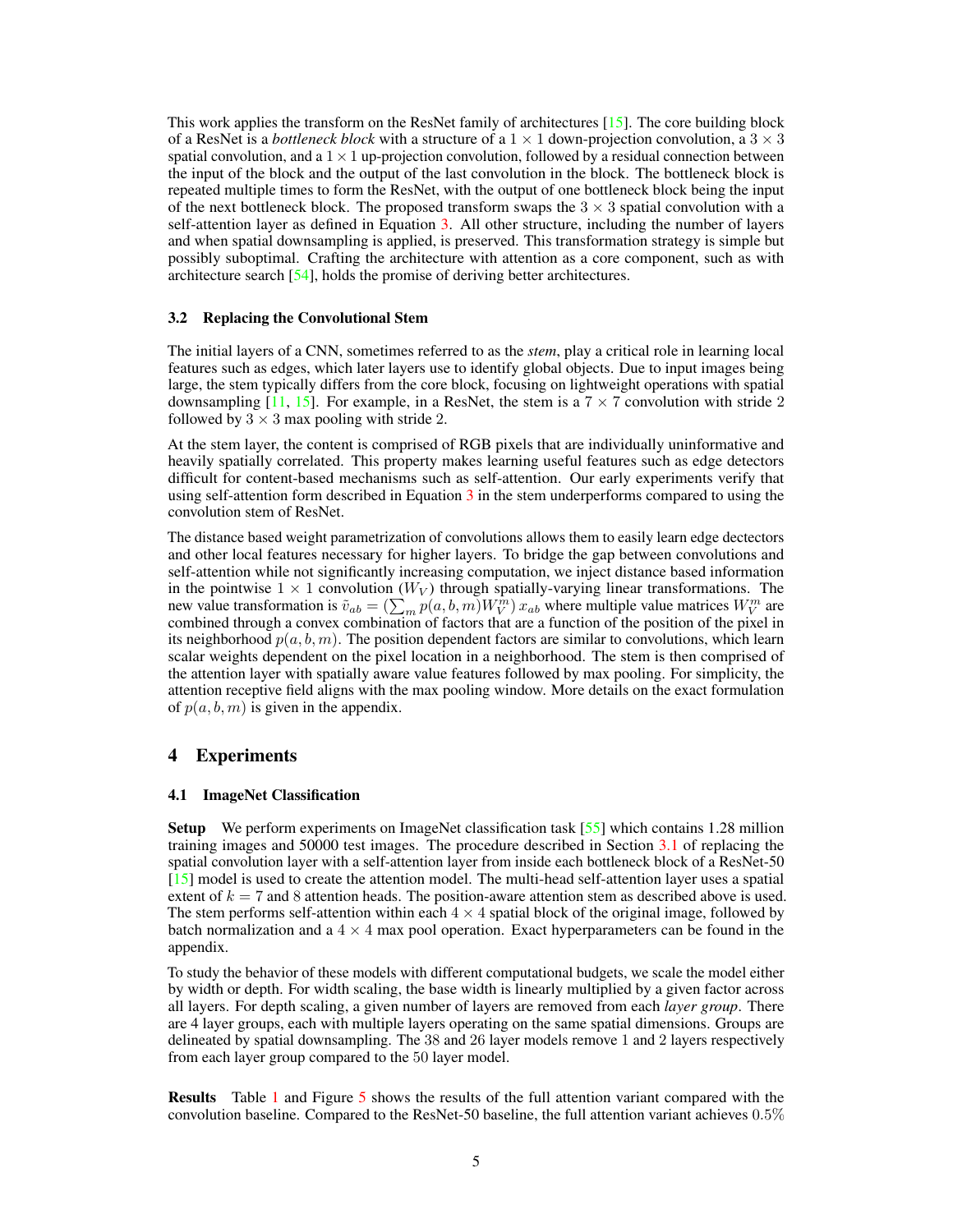This work applies the transform on the ResNet family of architectures [15]. The core building block of a ResNet is a *bottleneck block* with a structure of a $1 \times 1$ down-projection convolution, a $3 \times 3$ spatial convolution, and a $1 \times 1$ up-projection convolution, followed by a residual connection between the input of the block and the output of the last convolution in the block. The bottleneck block is repeated multiple times to form the ResNet, with the output of one bottleneck block being the input of the next bottleneck block. The proposed transform swaps the $3 \times 3$ spatial convolution with a self-attention layer as defined in Equation 3. All other structure, including the number of layers and when spatial downsampling is applied, is preserved. This transformation strategy is simple but possibly suboptimal. Crafting the architecture with attention as a core component, such as with architecture search [54], holds the promise of deriving better architectures.

### 3.2 Replacing the Convolutional Stem

The initial layers of a CNN, sometimes referred to as the *stem*, play a critical role in learning local features such as edges, which later layers use to identify global objects. Due to input images being large, the stem typically differs from the core block, focusing on lightweight operations with spatial downsampling [11, 15]. For example, in a ResNet, the stem is a $7 \times 7$ convolution with stride 2 followed by $3 \times 3$ max pooling with stride 2.

At the stem layer, the content is comprised of RGB pixels that are individually uninformative and heavily spatially correlated. This property makes learning useful features such as edge detectors difficult for content-based mechanisms such as self-attention. Our early experiments verify that using self-attention form described in Equation 3 in the stem underperforms compared to using the convolution stem of ResNet.

The distance based weight parametrization of convolutions allows them to easily learn edge dectectors and other local features necessary for higher layers. To bridge the gap between convolutions and self-attention while not significantly increasing computation, we inject distance based information in the pointwise $1 \times 1$ convolution ($W_V$) through spatially-varying linear transformations. The new value transformation is $\tilde{v}_{ab} = (\sum_m p(a, b, m) W_V^m)\, x_{ab}$ where multiple value matrices $W_V^m$ are combined through a convex combination of factors that are a function of the position of the pixel in its neighborhood $p(a, b, m)$. The position dependent factors are similar to convolutions, which learn scalar weights dependent on the pixel location in a neighborhood. The stem is then comprised of the attention layer with spatially aware value features followed by max pooling. For simplicity, the attention receptive field aligns with the max pooling window. More details on the exact formulation of $p(a, b, m)$ is given in the appendix.

## 4 Experiments

### 4.1 ImageNet Classification

**Setup** We perform experiments on ImageNet classification task [55] which contains 1.28 million training images and 50000 test images. The procedure described in Section 3.1 of replacing the spatial convolution layer with a self-attention layer from inside each bottleneck block of a ResNet-50 [15] model is used to create the attention model. The multi-head self-attention layer uses a spatial extent of $k = 7$ and 8 attention heads. The position-aware attention stem as described above is used. The stem performs self-attention within each $4 \times 4$ spatial block of the original image, followed by batch normalization and a $4 \times 4$ max pool operation. Exact hyperparameters can be found in the appendix.

To study the behavior of these models with different computational budgets, we scale the model either by width or depth. For width scaling, the base width is linearly multiplied by a given factor across all layers. For depth scaling, a given number of layers are removed from each *layer group*. There are 4 layer groups, each with multiple layers operating on the same spatial dimensions. Groups are delineated by spatial downsampling. The 38 and 26 layer models remove 1 and 2 layers respectively from each layer group compared to the 50 layer model.

**Results** Table 1 and Figure 5 shows the results of the full attention variant compared with the convolution baseline. Compared to the ResNet-50 baseline, the full attention variant achieves 0.5%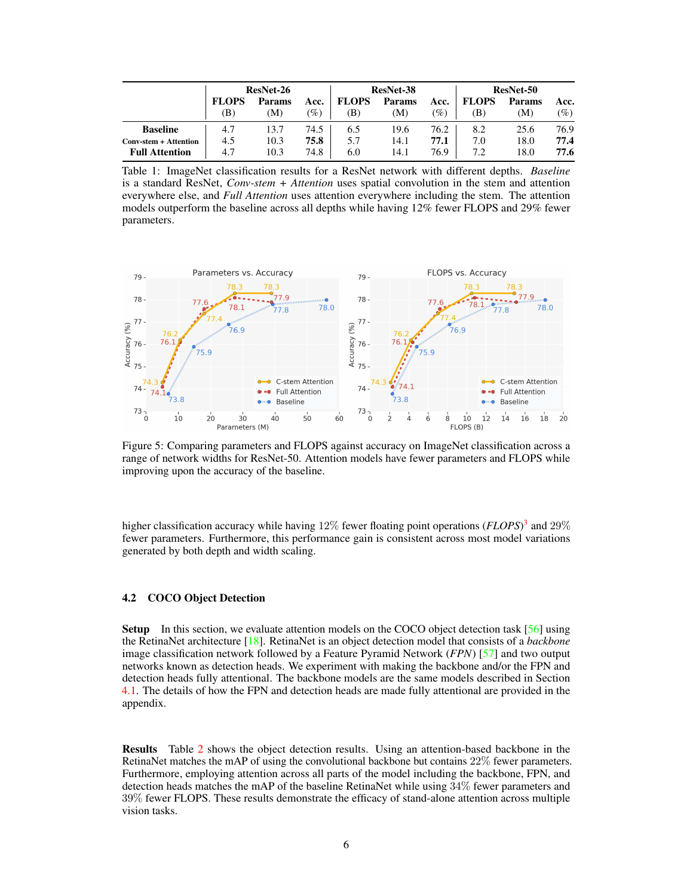|  | ResNet-26 |  |  | ResNet-38 |  |  | ResNet-50 |  |  |
|---|---|---|---|---|---|---|---|---|---|
|  | **FLOPS** (B) | **Params** (M) | **Acc.** (%) | **FLOPS** (B) | **Params** (M) | **Acc.** (%) | **FLOPS** (B) | **Params** (M) | **Acc.** (%) |
| **Baseline** | 4.7 | 13.7 | 74.5 | 6.5 | 19.6 | 76.2 | 8.2 | 25.6 | 76.9 |
| **Conv-stem + Attention** | 4.5 | 10.3 | **75.8** | 5.7 | 14.1 | **77.1** | 7.0 | 18.0 | **77.4** |
| **Full Attention** | 4.7 | 10.3 | 74.8 | 6.0 | 14.1 | 76.9 | 7.2 | 18.0 | **77.6** |

Table 1: ImageNet classification results for a ResNet network with different depths. *Baseline* is a standard ResNet, *Conv-stem + Attention* uses spatial convolution in the stem and attention everywhere else, and *Full Attention* uses attention everywhere including the stem. The attention models outperform the baseline across all depths while having 12% fewer FLOPS and 29% fewer parameters.

Figure 5: Comparing parameters and FLOPS against accuracy on ImageNet classification across a range of network widths for ResNet-50. Attention models have fewer parameters and FLOPS while improving upon the accuracy of the baseline.

higher classification accuracy while having 12% fewer floating point operations (*FLOPS*)[3] and 29% fewer parameters. Furthermore, this performance gain is consistent across most model variations generated by both depth and width scaling.

### 4.2 COCO Object Detection

**Setup** In this section, we evaluate attention models on the COCO object detection task [56] using the RetinaNet architecture [18]. RetinaNet is an object detection model that consists of a *backbone* image classification network followed by a Feature Pyramid Network (*FPN*) [57] and two output networks known as detection heads. We experiment with making the backbone and/or the FPN and detection heads fully attentional. The backbone models are the same models described in Section 4.1. The details of how the FPN and detection heads are made fully attentional are provided in the appendix.

**Results** Table 2 shows the object detection results. Using an attention-based backbone in the RetinaNet matches the mAP of using the convolutional backbone but contains 22% fewer parameters. Furthermore, employing attention across all parts of the model including the backbone, FPN, and detection heads matches the mAP of the baseline RetinaNet while using 34% fewer parameters and 39% fewer FLOPS. These results demonstrate the efficacy of stand-alone attention across multiple vision tasks.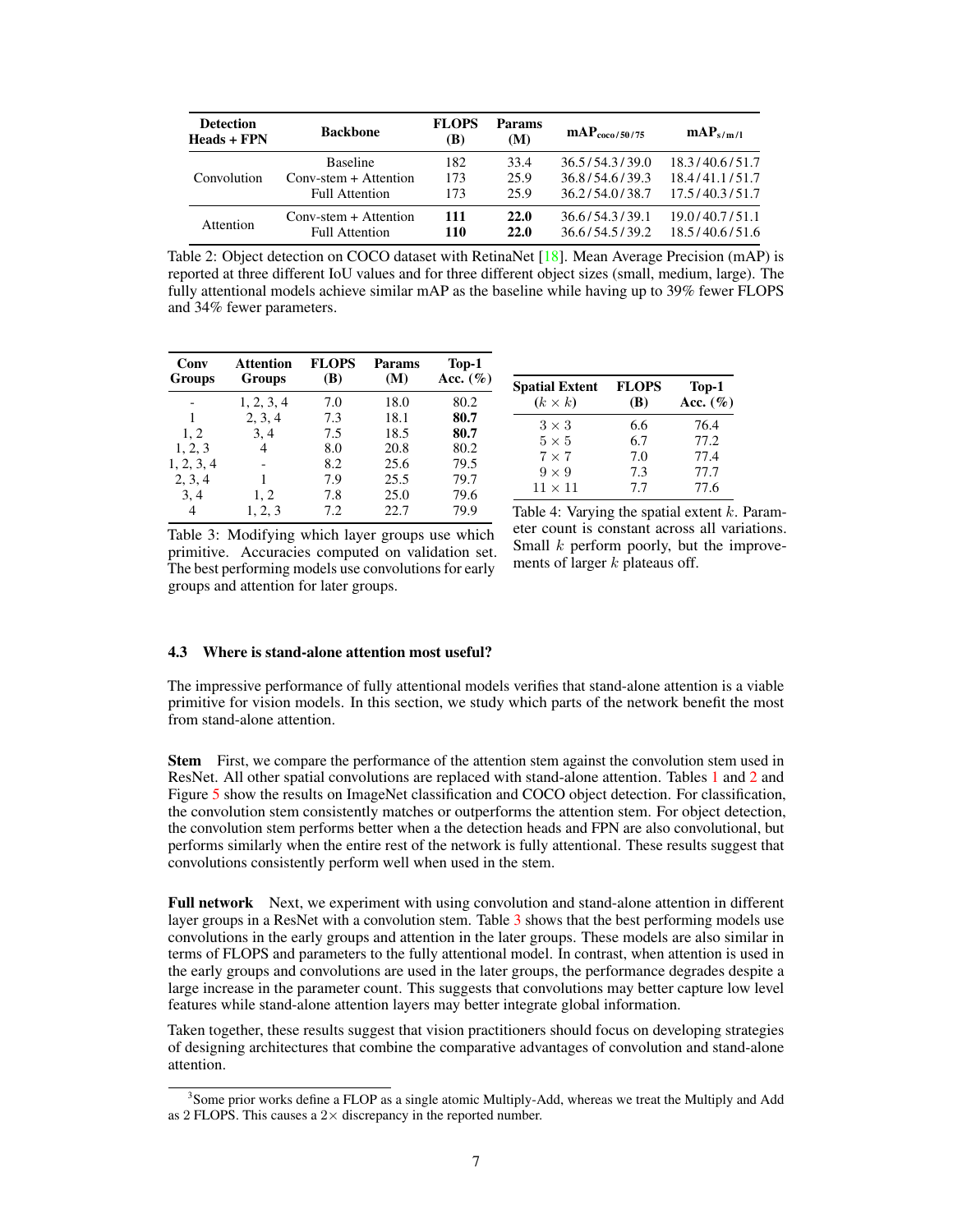| Detection Heads + FPN | Backbone | FLOPS (B) | Params (M) | $\mathbf{mAP_{coco/50/75}}$ | $\mathbf{mAP_{s/m/l}}$ |
|---|---|---|---|---|---|
| Convolution | Baseline | 182 | 33.4 | 36.5 / 54.3 / 39.0 | 18.3 / 40.6 / 51.7 |
| | Conv-stem + Attention | 173 | 25.9 | 36.8 / 54.6 / 39.3 | 18.4 / 41.1 / 51.7 |
| | Full Attention | 173 | 25.9 | 36.2 / 54.0 / 38.7 | 17.5 / 40.3 / 51.7 |
| Attention | Conv-stem + Attention | **111** | **22.0** | 36.6 / 54.3 / 39.1 | 19.0 / 40.7 / 51.1 |
| | Full Attention | **110** | **22.0** | 36.6 / 54.5 / 39.2 | 18.5 / 40.6 / 51.6 |

Table 2: Object detection on COCO dataset with RetinaNet [18]. Mean Average Precision (mAP) is reported at three different IoU values and for three different object sizes (small, medium, large). The fully attentional models achieve similar mAP as the baseline while having up to 39% fewer FLOPS and 34% fewer parameters.

| Conv Groups | Attention Groups | FLOPS (B) | Params (M) | Top-1 Acc. (%) |
|---|---|---|---|---|
| - | 1, 2, 3, 4 | 7.0 | 18.0 | 80.2 |
| 1 | 2, 3, 4 | 7.3 | 18.1 | **80.7** |
| 1, 2 | 3, 4 | 7.5 | 18.5 | **80.7** |
| 1, 2, 3 | 4 | 8.0 | 20.8 | 80.2 |
| 1, 2, 3, 4 | - | 8.2 | 25.6 | 79.5 |
| 2, 3, 4 | 1 | 7.9 | 25.5 | 79.7 |
| 3, 4 | 1, 2 | 7.8 | 25.0 | 79.6 |
| 4 | 1, 2, 3 | 7.2 | 22.7 | 79.9 |

Table 3: Modifying which layer groups use which primitive. Accuracies computed on validation set. The best performing models use convolutions for early groups and attention for later groups.

| Spatial Extent ($k \times k$) | FLOPS (B) | Top-1 Acc. (%) |
|---|---|---|
| $3 \times 3$ | 6.6 | 76.4 |
| $5 \times 5$ | 6.7 | 77.2 |
| $7 \times 7$ | 7.0 | 77.4 |
| $9 \times 9$ | 7.3 | 77.7 |
| $11 \times 11$ | 7.7 | 77.6 |

Table 4: Varying the spatial extent $k$. Parameter count is constant across all variations. Small $k$ perform poorly, but the improvements of larger $k$ plateaus off.

### 4.3 Where is stand-alone attention most useful?

The impressive performance of fully attentional models verifies that stand-alone attention is a viable primitive for vision models. In this section, we study which parts of the network benefit the most from stand-alone attention.

**Stem** First, we compare the performance of the attention stem against the convolution stem used in ResNet. All other spatial convolutions are replaced with stand-alone attention. Tables 1 and 2 and Figure 5 show the results on ImageNet classification and COCO object detection. For classification, the convolution stem consistently matches or outperforms the attention stem. For object detection, the convolution stem performs better when a the detection heads and FPN are also convolutional, but performs similarly when the entire rest of the network is fully attentional. These results suggest that convolutions consistently perform well when used in the stem.

**Full network** Next, we experiment with using convolution and stand-alone attention in different layer groups in a ResNet with a convolution stem. Table 3 shows that the best performing models use convolutions in the early groups and attention in the later groups. These models are also similar in terms of FLOPS and parameters to the fully attentional model. In contrast, when attention is used in the early groups and convolutions are used in the later groups, the performance degrades despite a large increase in the parameter count. This suggests that convolutions may better capture low level features while stand-alone attention layers may better integrate global information.

Taken together, these results suggest that vision practitioners should focus on developing strategies of designing architectures that combine the comparative advantages of convolution and stand-alone attention.

[3]Some prior works define a FLOP as a single atomic Multiply-Add, whereas we treat the Multiply and Add as 2 FLOPS. This causes a $2\times$ discrepancy in the reported number.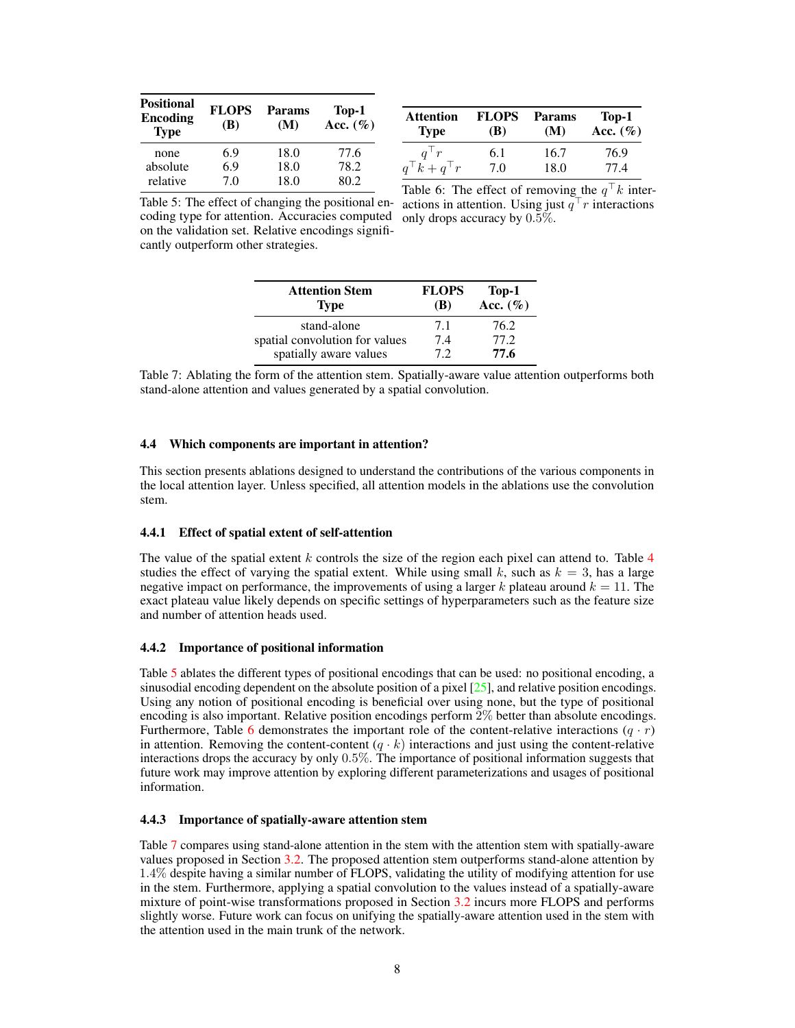| Positional Encoding Type | FLOPS (B) | Params (M) | Top-1 Acc. (%) |
|---|---|---|---|
| none | 6.9 | 18.0 | 77.6 |
| absolute | 6.9 | 18.0 | 78.2 |
| relative | 7.0 | 18.0 | 80.2 |

Table 5: The effect of changing the positional encoding type for attention. Accuracies computed on the validation set. Relative encodings significantly outperform other strategies.

| Attention Type | FLOPS (B) | Params (M) | Top-1 Acc. (%) |
|---|---|---|---|
| $q^\top r$ | 6.1 | 16.7 | 76.9 |
| $q^\top k + q^\top r$ | 7.0 | 18.0 | 77.4 |

Table 6: The effect of removing the $q^\top k$ interactions in attention. Using just $q^\top r$ interactions only drops accuracy by $0.5\%$.

| Attention Stem Type | FLOPS (B) | Top-1 Acc. (%) |
|---|---|---|
| stand-alone | 7.1 | 76.2 |
| spatial convolution for values | 7.4 | 77.2 |
| spatially aware values | 7.2 | **77.6** |

Table 7: Ablating the form of the attention stem. Spatially-aware value attention outperforms both stand-alone attention and values generated by a spatial convolution.

### 4.4 Which components are important in attention?

This section presents ablations designed to understand the contributions of the various components in the local attention layer. Unless specified, all attention models in the ablations use the convolution stem.

#### 4.4.1 Effect of spatial extent of self-attention

The value of the spatial extent $k$ controls the size of the region each pixel can attend to. Table 4 studies the effect of varying the spatial extent. While using small $k$, such as $k = 3$, has a large negative impact on performance, the improvements of using a larger $k$ plateau around $k = 11$. The exact plateau value likely depends on specific settings of hyperparameters such as the feature size and number of attention heads used.

#### 4.4.2 Importance of positional information

Table 5 ablates the different types of positional encodings that can be used: no positional encoding, a sinusodial encoding dependent on the absolute position of a pixel [25], and relative position encodings. Using any notion of positional encoding is beneficial over using none, but the type of positional encoding is also important. Relative position encodings perform $2\%$ better than absolute encodings. Furthermore, Table 6 demonstrates the important role of the content-relative interactions ($q \cdot r$) in attention. Removing the content-content ($q \cdot k$) interactions and just using the content-relative interactions drops the accuracy by only $0.5\%$. The importance of positional information suggests that future work may improve attention by exploring different parameterizations and usages of positional information.

#### 4.4.3 Importance of spatially-aware attention stem

Table 7 compares using stand-alone attention in the stem with the attention stem with spatially-aware values proposed in Section 3.2. The proposed attention stem outperforms stand-alone attention by $1.4\%$ despite having a similar number of FLOPS, validating the utility of modifying attention for use in the stem. Furthermore, applying a spatial convolution to the values instead of a spatially-aware mixture of point-wise transformations proposed in Section 3.2 incurs more FLOPS and performs slightly worse. Future work can focus on unifying the spatially-aware attention used in the stem with the attention used in the main trunk of the network.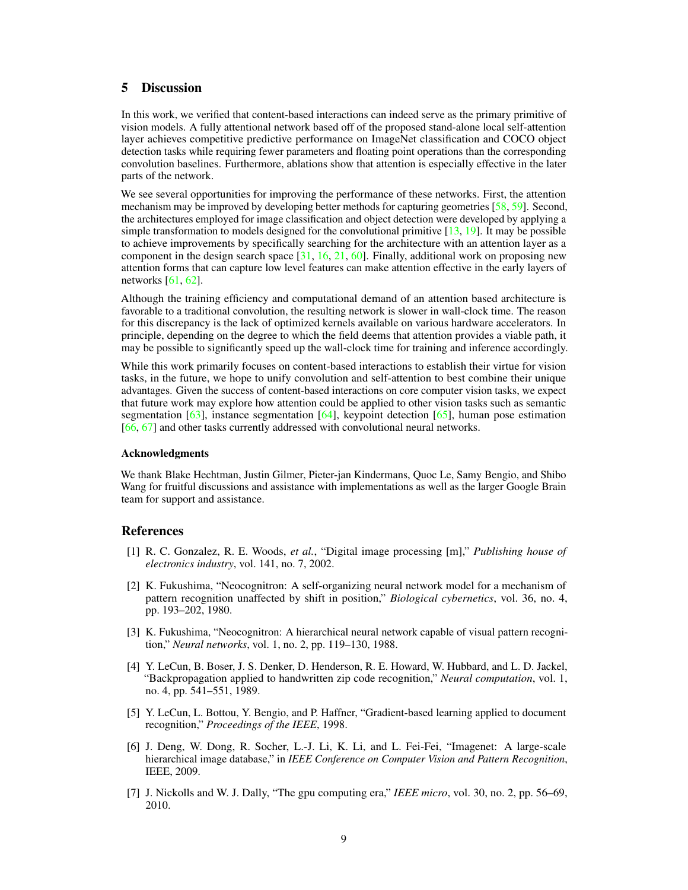## 5 Discussion

In this work, we verified that content-based interactions can indeed serve as the primary primitive of vision models. A fully attentional network based off of the proposed stand-alone local self-attention layer achieves competitive predictive performance on ImageNet classification and COCO object detection tasks while requiring fewer parameters and floating point operations than the corresponding convolution baselines. Furthermore, ablations show that attention is especially effective in the later parts of the network.

We see several opportunities for improving the performance of these networks. First, the attention mechanism may be improved by developing better methods for capturing geometries [58, 59]. Second, the architectures employed for image classification and object detection were developed by applying a simple transformation to models designed for the convolutional primitive [13, 19]. It may be possible to achieve improvements by specifically searching for the architecture with an attention layer as a component in the design search space [31, 16, 21, 60]. Finally, additional work on proposing new attention forms that can capture low level features can make attention effective in the early layers of networks [61, 62].

Although the training efficiency and computational demand of an attention based architecture is favorable to a traditional convolution, the resulting network is slower in wall-clock time. The reason for this discrepancy is the lack of optimized kernels available on various hardware accelerators. In principle, depending on the degree to which the field deems that attention provides a viable path, it may be possible to significantly speed up the wall-clock time for training and inference accordingly.

While this work primarily focuses on content-based interactions to establish their virtue for vision tasks, in the future, we hope to unify convolution and self-attention to best combine their unique advantages. Given the success of content-based interactions on core computer vision tasks, we expect that future work may explore how attention could be applied to other vision tasks such as semantic segmentation [63], instance segmentation [64], keypoint detection [65], human pose estimation [66, 67] and other tasks currently addressed with convolutional neural networks.

#### Acknowledgments

We thank Blake Hechtman, Justin Gilmer, Pieter-jan Kindermans, Quoc Le, Samy Bengio, and Shibo Wang for fruitful discussions and assistance with implementations as well as the larger Google Brain team for support and assistance.

## References

[1] R. C. Gonzalez, R. E. Woods, *et al.*, "Digital image processing [m]," *Publishing house of electronics industry*, vol. 141, no. 7, 2002.

[2] K. Fukushima, "Neocognitron: A self-organizing neural network model for a mechanism of pattern recognition unaffected by shift in position," *Biological cybernetics*, vol. 36, no. 4, pp. 193–202, 1980.

[3] K. Fukushima, "Neocognitron: A hierarchical neural network capable of visual pattern recognition," *Neural networks*, vol. 1, no. 2, pp. 119–130, 1988.

[4] Y. LeCun, B. Boser, J. S. Denker, D. Henderson, R. E. Howard, W. Hubbard, and L. D. Jackel, "Backpropagation applied to handwritten zip code recognition," *Neural computation*, vol. 1, no. 4, pp. 541–551, 1989.

[5] Y. LeCun, L. Bottou, Y. Bengio, and P. Haffner, "Gradient-based learning applied to document recognition," *Proceedings of the IEEE*, 1998.

[6] J. Deng, W. Dong, R. Socher, L.-J. Li, K. Li, and L. Fei-Fei, "Imagenet: A large-scale hierarchical image database," in *IEEE Conference on Computer Vision and Pattern Recognition*, IEEE, 2009.

[7] J. Nickolls and W. J. Dally, "The gpu computing era," *IEEE micro*, vol. 30, no. 2, pp. 56–69, 2010.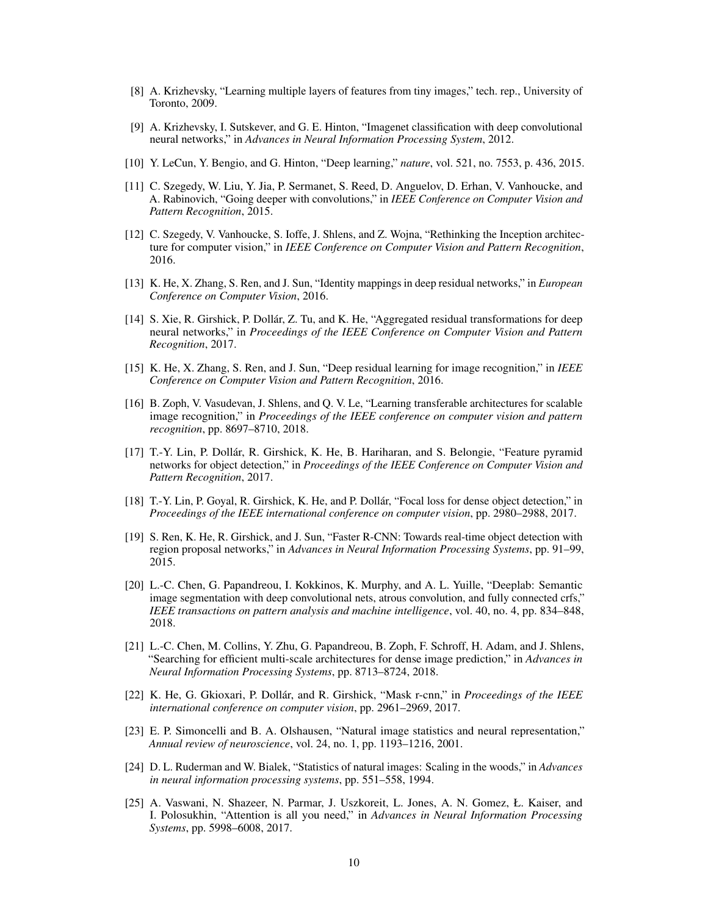[8] A. Krizhevsky, "Learning multiple layers of features from tiny images," tech. rep., University of Toronto, 2009.

[9] A. Krizhevsky, I. Sutskever, and G. E. Hinton, "Imagenet classification with deep convolutional neural networks," in *Advances in Neural Information Processing System*, 2012.

[10] Y. LeCun, Y. Bengio, and G. Hinton, "Deep learning," *nature*, vol. 521, no. 7553, p. 436, 2015.

[11] C. Szegedy, W. Liu, Y. Jia, P. Sermanet, S. Reed, D. Anguelov, D. Erhan, V. Vanhoucke, and A. Rabinovich, "Going deeper with convolutions," in *IEEE Conference on Computer Vision and Pattern Recognition*, 2015.

[12] C. Szegedy, V. Vanhoucke, S. Ioffe, J. Shlens, and Z. Wojna, "Rethinking the Inception architecture for computer vision," in *IEEE Conference on Computer Vision and Pattern Recognition*, 2016.

[13] K. He, X. Zhang, S. Ren, and J. Sun, "Identity mappings in deep residual networks," in *European Conference on Computer Vision*, 2016.

[14] S. Xie, R. Girshick, P. Dollár, Z. Tu, and K. He, "Aggregated residual transformations for deep neural networks," in *Proceedings of the IEEE Conference on Computer Vision and Pattern Recognition*, 2017.

[15] K. He, X. Zhang, S. Ren, and J. Sun, "Deep residual learning for image recognition," in *IEEE Conference on Computer Vision and Pattern Recognition*, 2016.

[16] B. Zoph, V. Vasudevan, J. Shlens, and Q. V. Le, "Learning transferable architectures for scalable image recognition," in *Proceedings of the IEEE conference on computer vision and pattern recognition*, pp. 8697–8710, 2018.

[17] T.-Y. Lin, P. Dollár, R. Girshick, K. He, B. Hariharan, and S. Belongie, "Feature pyramid networks for object detection," in *Proceedings of the IEEE Conference on Computer Vision and Pattern Recognition*, 2017.

[18] T.-Y. Lin, P. Goyal, R. Girshick, K. He, and P. Dollár, "Focal loss for dense object detection," in *Proceedings of the IEEE international conference on computer vision*, pp. 2980–2988, 2017.

[19] S. Ren, K. He, R. Girshick, and J. Sun, "Faster R-CNN: Towards real-time object detection with region proposal networks," in *Advances in Neural Information Processing Systems*, pp. 91–99, 2015.

[20] L.-C. Chen, G. Papandreou, I. Kokkinos, K. Murphy, and A. L. Yuille, "Deeplab: Semantic image segmentation with deep convolutional nets, atrous convolution, and fully connected crfs," *IEEE transactions on pattern analysis and machine intelligence*, vol. 40, no. 4, pp. 834–848, 2018.

[21] L.-C. Chen, M. Collins, Y. Zhu, G. Papandreou, B. Zoph, F. Schroff, H. Adam, and J. Shlens, "Searching for efficient multi-scale architectures for dense image prediction," in *Advances in Neural Information Processing Systems*, pp. 8713–8724, 2018.

[22] K. He, G. Gkioxari, P. Dollár, and R. Girshick, "Mask r-cnn," in *Proceedings of the IEEE international conference on computer vision*, pp. 2961–2969, 2017.

[23] E. P. Simoncelli and B. A. Olshausen, "Natural image statistics and neural representation," *Annual review of neuroscience*, vol. 24, no. 1, pp. 1193–1216, 2001.

[24] D. L. Ruderman and W. Bialek, "Statistics of natural images: Scaling in the woods," in *Advances in neural information processing systems*, pp. 551–558, 1994.

[25] A. Vaswani, N. Shazeer, N. Parmar, J. Uszkoreit, L. Jones, A. N. Gomez, Ł. Kaiser, and I. Polosukhin, "Attention is all you need," in *Advances in Neural Information Processing Systems*, pp. 5998–6008, 2017.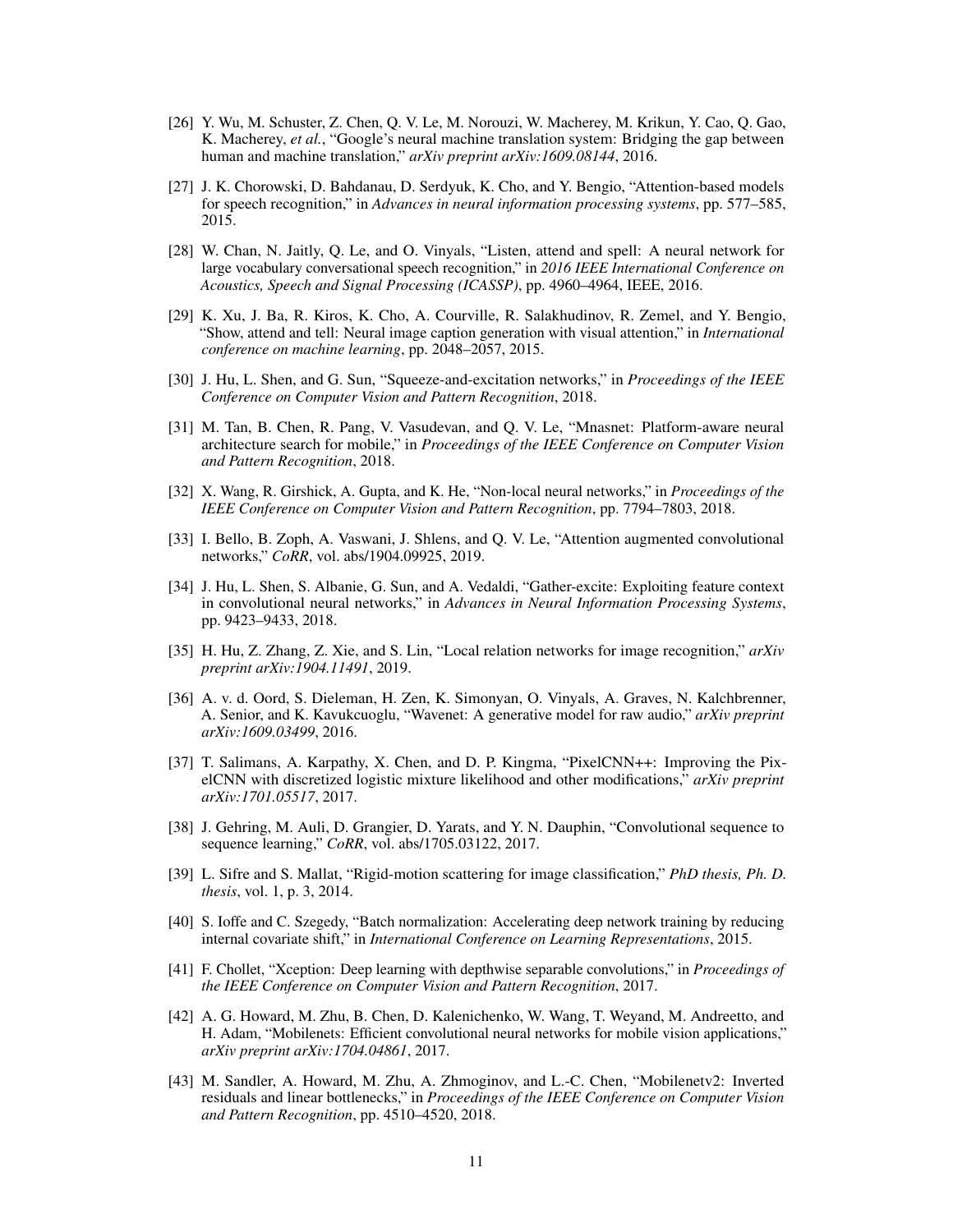[26] Y. Wu, M. Schuster, Z. Chen, Q. V. Le, M. Norouzi, W. Macherey, M. Krikun, Y. Cao, Q. Gao, K. Macherey, *et al.*, "Google's neural machine translation system: Bridging the gap between human and machine translation," *arXiv preprint arXiv:1609.08144*, 2016.

[27] J. K. Chorowski, D. Bahdanau, D. Serdyuk, K. Cho, and Y. Bengio, "Attention-based models for speech recognition," in *Advances in neural information processing systems*, pp. 577–585, 2015.

[28] W. Chan, N. Jaitly, Q. Le, and O. Vinyals, "Listen, attend and spell: A neural network for large vocabulary conversational speech recognition," in *2016 IEEE International Conference on Acoustics, Speech and Signal Processing (ICASSP)*, pp. 4960–4964, IEEE, 2016.

[29] K. Xu, J. Ba, R. Kiros, K. Cho, A. Courville, R. Salakhudinov, R. Zemel, and Y. Bengio, "Show, attend and tell: Neural image caption generation with visual attention," in *International conference on machine learning*, pp. 2048–2057, 2015.

[30] J. Hu, L. Shen, and G. Sun, "Squeeze-and-excitation networks," in *Proceedings of the IEEE Conference on Computer Vision and Pattern Recognition*, 2018.

[31] M. Tan, B. Chen, R. Pang, V. Vasudevan, and Q. V. Le, "Mnasnet: Platform-aware neural architecture search for mobile," in *Proceedings of the IEEE Conference on Computer Vision and Pattern Recognition*, 2018.

[32] X. Wang, R. Girshick, A. Gupta, and K. He, "Non-local neural networks," in *Proceedings of the IEEE Conference on Computer Vision and Pattern Recognition*, pp. 7794–7803, 2018.

[33] I. Bello, B. Zoph, A. Vaswani, J. Shlens, and Q. V. Le, "Attention augmented convolutional networks," *CoRR*, vol. abs/1904.09925, 2019.

[34] J. Hu, L. Shen, S. Albanie, G. Sun, and A. Vedaldi, "Gather-excite: Exploiting feature context in convolutional neural networks," in *Advances in Neural Information Processing Systems*, pp. 9423–9433, 2018.

[35] H. Hu, Z. Zhang, Z. Xie, and S. Lin, "Local relation networks for image recognition," *arXiv preprint arXiv:1904.11491*, 2019.

[36] A. v. d. Oord, S. Dieleman, H. Zen, K. Simonyan, O. Vinyals, A. Graves, N. Kalchbrenner, A. Senior, and K. Kavukcuoglu, "Wavenet: A generative model for raw audio," *arXiv preprint arXiv:1609.03499*, 2016.

[37] T. Salimans, A. Karpathy, X. Chen, and D. P. Kingma, "PixelCNN++: Improving the PixelCNN with discretized logistic mixture likelihood and other modifications," *arXiv preprint arXiv:1701.05517*, 2017.

[38] J. Gehring, M. Auli, D. Grangier, D. Yarats, and Y. N. Dauphin, "Convolutional sequence to sequence learning," *CoRR*, vol. abs/1705.03122, 2017.

[39] L. Sifre and S. Mallat, "Rigid-motion scattering for image classification," *PhD thesis, Ph. D. thesis*, vol. 1, p. 3, 2014.

[40] S. Ioffe and C. Szegedy, "Batch normalization: Accelerating deep network training by reducing internal covariate shift," in *International Conference on Learning Representations*, 2015.

[41] F. Chollet, "Xception: Deep learning with depthwise separable convolutions," in *Proceedings of the IEEE Conference on Computer Vision and Pattern Recognition*, 2017.

[42] A. G. Howard, M. Zhu, B. Chen, D. Kalenichenko, W. Wang, T. Weyand, M. Andreetto, and H. Adam, "Mobilenets: Efficient convolutional neural networks for mobile vision applications," *arXiv preprint arXiv:1704.04861*, 2017.

[43] M. Sandler, A. Howard, M. Zhu, A. Zhmoginov, and L.-C. Chen, "Mobilenetv2: Inverted residuals and linear bottlenecks," in *Proceedings of the IEEE Conference on Computer Vision and Pattern Recognition*, pp. 4510–4520, 2018.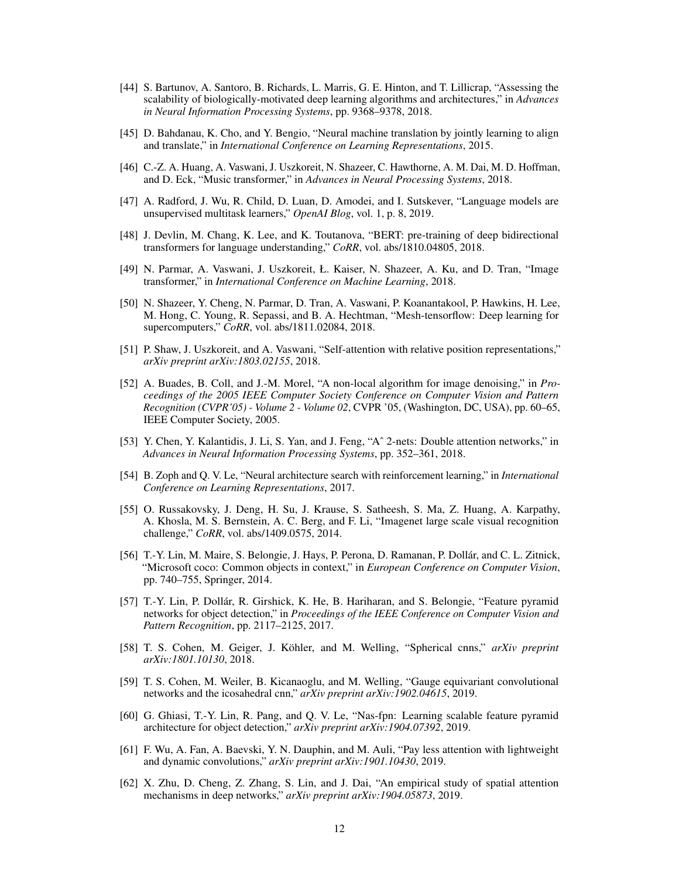[44] S. Bartunov, A. Santoro, B. Richards, L. Marris, G. E. Hinton, and T. Lillicrap, "Assessing the scalability of biologically-motivated deep learning algorithms and architectures," in *Advances in Neural Information Processing Systems*, pp. 9368–9378, 2018.

[45] D. Bahdanau, K. Cho, and Y. Bengio, "Neural machine translation by jointly learning to align and translate," in *International Conference on Learning Representations*, 2015.

[46] C.-Z. A. Huang, A. Vaswani, J. Uszkoreit, N. Shazeer, C. Hawthorne, A. M. Dai, M. D. Hoffman, and D. Eck, "Music transformer," in *Advances in Neural Processing Systems*, 2018.

[47] A. Radford, J. Wu, R. Child, D. Luan, D. Amodei, and I. Sutskever, "Language models are unsupervised multitask learners," *OpenAI Blog*, vol. 1, p. 8, 2019.

[48] J. Devlin, M. Chang, K. Lee, and K. Toutanova, "BERT: pre-training of deep bidirectional transformers for language understanding," *CoRR*, vol. abs/1810.04805, 2018.

[49] N. Parmar, A. Vaswani, J. Uszkoreit, Ł. Kaiser, N. Shazeer, A. Ku, and D. Tran, "Image transformer," in *International Conference on Machine Learning*, 2018.

[50] N. Shazeer, Y. Cheng, N. Parmar, D. Tran, A. Vaswani, P. Koanantakool, P. Hawkins, H. Lee, M. Hong, C. Young, R. Sepassi, and B. A. Hechtman, "Mesh-tensorflow: Deep learning for supercomputers," *CoRR*, vol. abs/1811.02084, 2018.

[51] P. Shaw, J. Uszkoreit, and A. Vaswani, "Self-attention with relative position representations," *arXiv preprint arXiv:1803.02155*, 2018.

[52] A. Buades, B. Coll, and J.-M. Morel, "A non-local algorithm for image denoising," in *Proceedings of the 2005 IEEE Computer Society Conference on Computer Vision and Pattern Recognition (CVPR'05) - Volume 2 - Volume 02*, CVPR '05, (Washington, DC, USA), pp. 60–65, IEEE Computer Society, 2005.

[53] Y. Chen, Y. Kalantidis, J. Li, S. Yan, and J. Feng, "Aˆ 2-nets: Double attention networks," in *Advances in Neural Information Processing Systems*, pp. 352–361, 2018.

[54] B. Zoph and Q. V. Le, "Neural architecture search with reinforcement learning," in *International Conference on Learning Representations*, 2017.

[55] O. Russakovsky, J. Deng, H. Su, J. Krause, S. Satheesh, S. Ma, Z. Huang, A. Karpathy, A. Khosla, M. S. Bernstein, A. C. Berg, and F. Li, "Imagenet large scale visual recognition challenge," *CoRR*, vol. abs/1409.0575, 2014.

[56] T.-Y. Lin, M. Maire, S. Belongie, J. Hays, P. Perona, D. Ramanan, P. Dollár, and C. L. Zitnick, "Microsoft coco: Common objects in context," in *European Conference on Computer Vision*, pp. 740–755, Springer, 2014.

[57] T.-Y. Lin, P. Dollár, R. Girshick, K. He, B. Hariharan, and S. Belongie, "Feature pyramid networks for object detection," in *Proceedings of the IEEE Conference on Computer Vision and Pattern Recognition*, pp. 2117–2125, 2017.

[58] T. S. Cohen, M. Geiger, J. Köhler, and M. Welling, "Spherical cnns," *arXiv preprint arXiv:1801.10130*, 2018.

[59] T. S. Cohen, M. Weiler, B. Kicanaoglu, and M. Welling, "Gauge equivariant convolutional networks and the icosahedral cnn," *arXiv preprint arXiv:1902.04615*, 2019.

[60] G. Ghiasi, T.-Y. Lin, R. Pang, and Q. V. Le, "Nas-fpn: Learning scalable feature pyramid architecture for object detection," *arXiv preprint arXiv:1904.07392*, 2019.

[61] F. Wu, A. Fan, A. Baevski, Y. N. Dauphin, and M. Auli, "Pay less attention with lightweight and dynamic convolutions," *arXiv preprint arXiv:1901.10430*, 2019.

[62] X. Zhu, D. Cheng, Z. Zhang, S. Lin, and J. Dai, "An empirical study of spatial attention mechanisms in deep networks," *arXiv preprint arXiv:1904.05873*, 2019.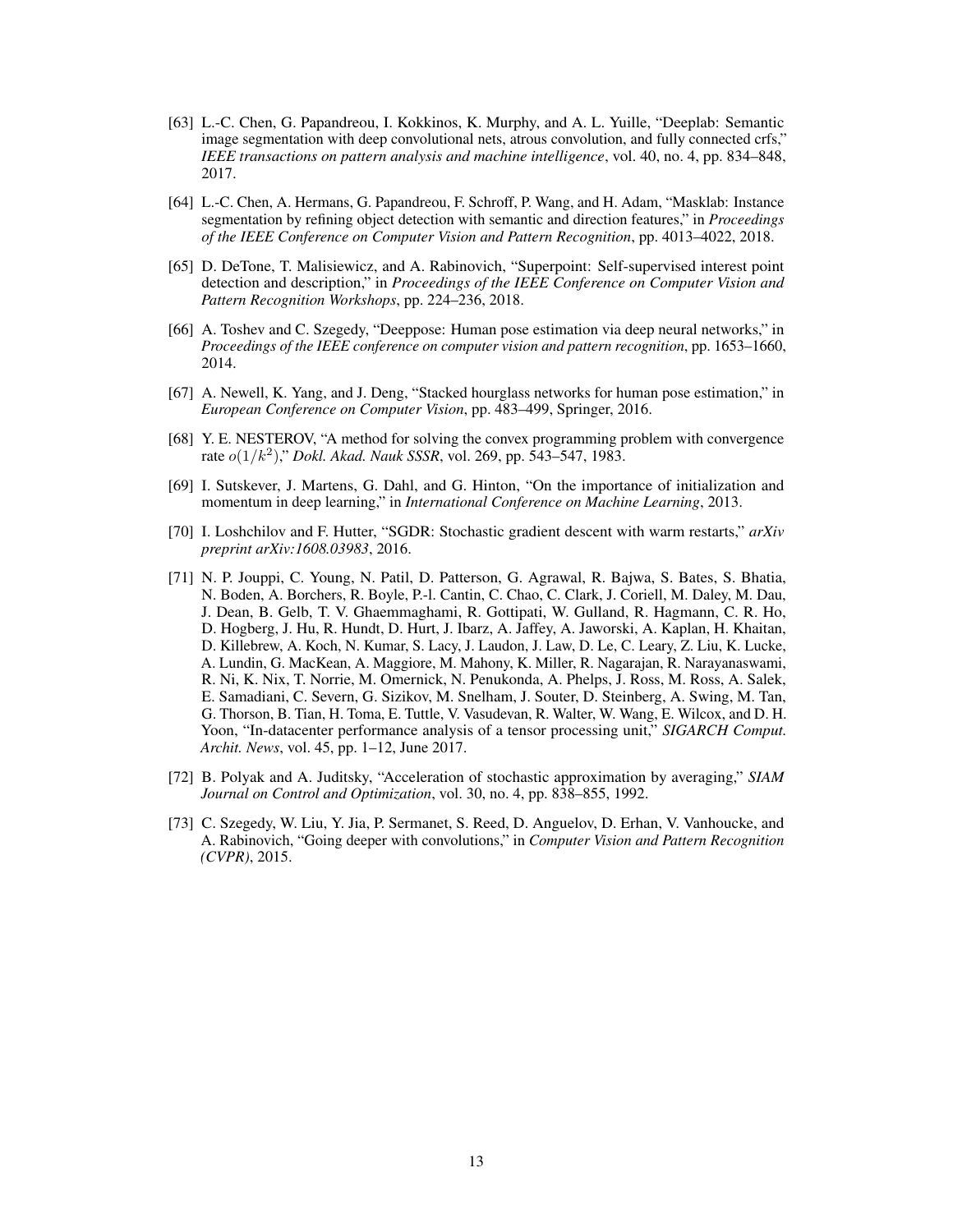[63] L.-C. Chen, G. Papandreou, I. Kokkinos, K. Murphy, and A. L. Yuille, "Deeplab: Semantic image segmentation with deep convolutional nets, atrous convolution, and fully connected crfs," *IEEE transactions on pattern analysis and machine intelligence*, vol. 40, no. 4, pp. 834–848, 2017.

[64] L.-C. Chen, A. Hermans, G. Papandreou, F. Schroff, P. Wang, and H. Adam, "Masklab: Instance segmentation by refining object detection with semantic and direction features," in *Proceedings of the IEEE Conference on Computer Vision and Pattern Recognition*, pp. 4013–4022, 2018.

[65] D. DeTone, T. Malisiewicz, and A. Rabinovich, "Superpoint: Self-supervised interest point detection and description," in *Proceedings of the IEEE Conference on Computer Vision and Pattern Recognition Workshops*, pp. 224–236, 2018.

[66] A. Toshev and C. Szegedy, "Deeppose: Human pose estimation via deep neural networks," in *Proceedings of the IEEE conference on computer vision and pattern recognition*, pp. 1653–1660, 2014.

[67] A. Newell, K. Yang, and J. Deng, "Stacked hourglass networks for human pose estimation," in *European Conference on Computer Vision*, pp. 483–499, Springer, 2016.

[68] Y. E. NESTEROV, "A method for solving the convex programming problem with convergence rate $o(1/k^2)$," *Dokl. Akad. Nauk SSSR*, vol. 269, pp. 543–547, 1983.

[69] I. Sutskever, J. Martens, G. Dahl, and G. Hinton, "On the importance of initialization and momentum in deep learning," in *International Conference on Machine Learning*, 2013.

[70] I. Loshchilov and F. Hutter, "SGDR: Stochastic gradient descent with warm restarts," *arXiv preprint arXiv:1608.03983*, 2016.

[71] N. P. Jouppi, C. Young, N. Patil, D. Patterson, G. Agrawal, R. Bajwa, S. Bates, S. Bhatia, N. Boden, A. Borchers, R. Boyle, P.-l. Cantin, C. Chao, C. Clark, J. Coriell, M. Daley, M. Dau, J. Dean, B. Gelb, T. V. Ghaemmaghami, R. Gottipati, W. Gulland, R. Hagmann, C. R. Ho, D. Hogberg, J. Hu, R. Hundt, D. Hurt, J. Ibarz, A. Jaffey, A. Jaworski, A. Kaplan, H. Khaitan, D. Killebrew, A. Koch, N. Kumar, S. Lacy, J. Laudon, J. Law, D. Le, C. Leary, Z. Liu, K. Lucke, A. Lundin, G. MacKean, A. Maggiore, M. Mahony, K. Miller, R. Nagarajan, R. Narayanaswami, R. Ni, K. Nix, T. Norrie, M. Omernick, N. Penukonda, A. Phelps, J. Ross, M. Ross, A. Salek, E. Samadiani, C. Severn, G. Sizikov, M. Snelham, J. Souter, D. Steinberg, A. Swing, M. Tan, G. Thorson, B. Tian, H. Toma, E. Tuttle, V. Vasudevan, R. Walter, W. Wang, E. Wilcox, and D. H. Yoon, "In-datacenter performance analysis of a tensor processing unit," *SIGARCH Comput. Archit. News*, vol. 45, pp. 1–12, June 2017.

[72] B. Polyak and A. Juditsky, "Acceleration of stochastic approximation by averaging," *SIAM Journal on Control and Optimization*, vol. 30, no. 4, pp. 838–855, 1992.

[73] C. Szegedy, W. Liu, Y. Jia, P. Sermanet, S. Reed, D. Anguelov, D. Erhan, V. Vanhoucke, and A. Rabinovich, "Going deeper with convolutions," in *Computer Vision and Pattern Recognition (CVPR)*, 2015.